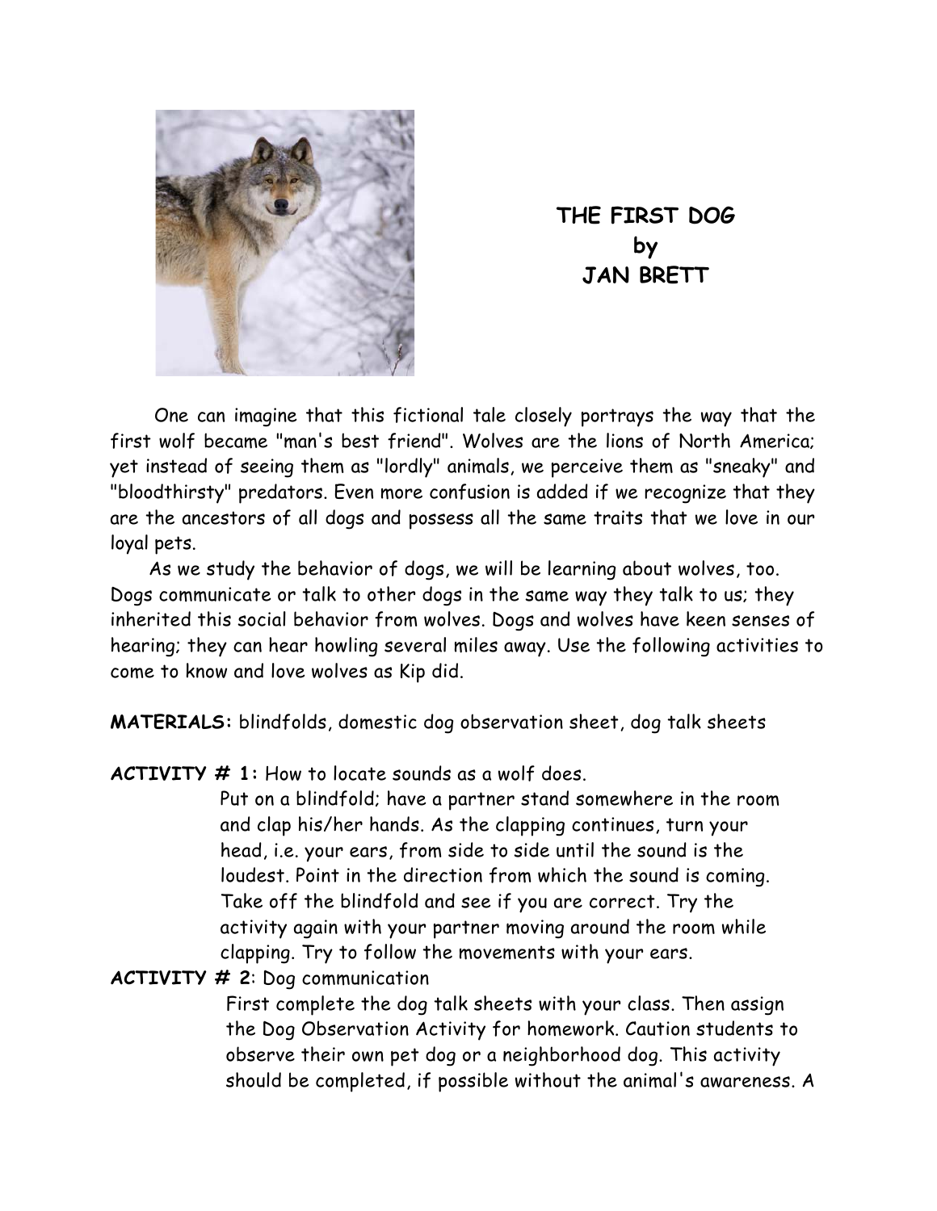# THE FIRST DOG
## by
## JAN BRETT

One can imagine that this fictional tale closely portrays the way that the first wolf became "man's best friend". Wolves are the lions of North America; yet instead of seeing them as "lordly" animals, we perceive them as "sneaky" and "bloodthirsty" predators. Even more confusion is added if we recognize that they are the ancestors of all dogs and possess all the same traits that we love in our loyal pets.

As we study the behavior of dogs, we will be learning about wolves, too. Dogs communicate or talk to other dogs in the same way they talk to us; they inherited this social behavior from wolves. Dogs and wolves have keen senses of hearing; they can hear howling several miles away. Use the following activities to come to know and love wolves as Kip did.

**MATERIALS:** blindfolds, domestic dog observation sheet, dog talk sheets

**ACTIVITY # 1:** How to locate sounds as a wolf does.

Put on a blindfold; have a partner stand somewhere in the room and clap his/her hands. As the clapping continues, turn your head, i.e. your ears, from side to side until the sound is the loudest. Point in the direction from which the sound is coming. Take off the blindfold and see if you are correct. Try the activity again with your partner moving around the room while clapping. Try to follow the movements with your ears.

**ACTIVITY # 2**: Dog communication

First complete the dog talk sheets with your class. Then assign the Dog Observation Activity for homework. Caution students to observe their own pet dog or a neighborhood dog. This activity should be completed, if possible without the animal's awareness. A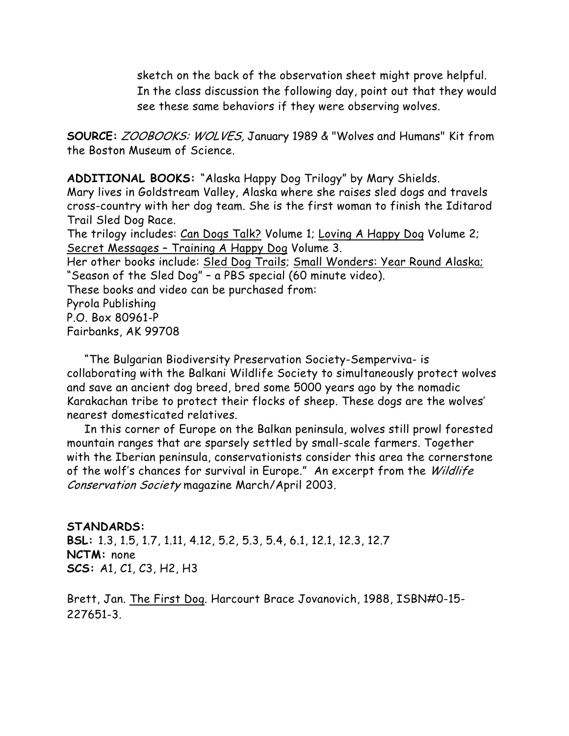sketch on the back of the observation sheet might prove helpful. In the class discussion the following day, point out that they would see these same behaviors if they were observing wolves.

**SOURCE:** *ZOOBOOKS: WOLVES,* January 1989 & "Wolves and Humans" Kit from the Boston Museum of Science.

**ADDITIONAL BOOKS:** "Alaska Happy Dog Trilogy" by Mary Shields.
Mary lives in Goldstream Valley, Alaska where she raises sled dogs and travels cross-country with her dog team. She is the first woman to finish the Iditarod Trail Sled Dog Race.
The trilogy includes: Can Dogs Talk? Volume 1; Loving A Happy Dog Volume 2; Secret Messages – Training A Happy Dog Volume 3.
Her other books include: Sled Dog Trails; Small Wonders: Year Round Alaska; "Season of the Sled Dog" – a PBS special (60 minute video).
These books and video can be purchased from:
Pyrola Publishing
P.O. Box 80961-P
Fairbanks, AK 99708

"The Bulgarian Biodiversity Preservation Society-Semperviva- is collaborating with the Balkani Wildlife Society to simultaneously protect wolves and save an ancient dog breed, bred some 5000 years ago by the nomadic Karakachan tribe to protect their flocks of sheep. These dogs are the wolves' nearest domesticated relatives.

In this corner of Europe on the Balkan peninsula, wolves still prowl forested mountain ranges that are sparsely settled by small-scale farmers. Together with the Iberian peninsula, conservationists consider this area the cornerstone of the wolf's chances for survival in Europe." An excerpt from the *Wildlife Conservation Society* magazine March/April 2003.

**STANDARDS:**
**BSL:** 1.3, 1.5, 1.7, 1.11, 4.12, 5.2, 5.3, 5.4, 6.1, 12.1, 12.3, 12.7
**NCTM:** none
**SCS:** A1, C1, C3, H2, H3

Brett, Jan. The First Dog. Harcourt Brace Jovanovich, 1988, ISBN#0-15-227651-3.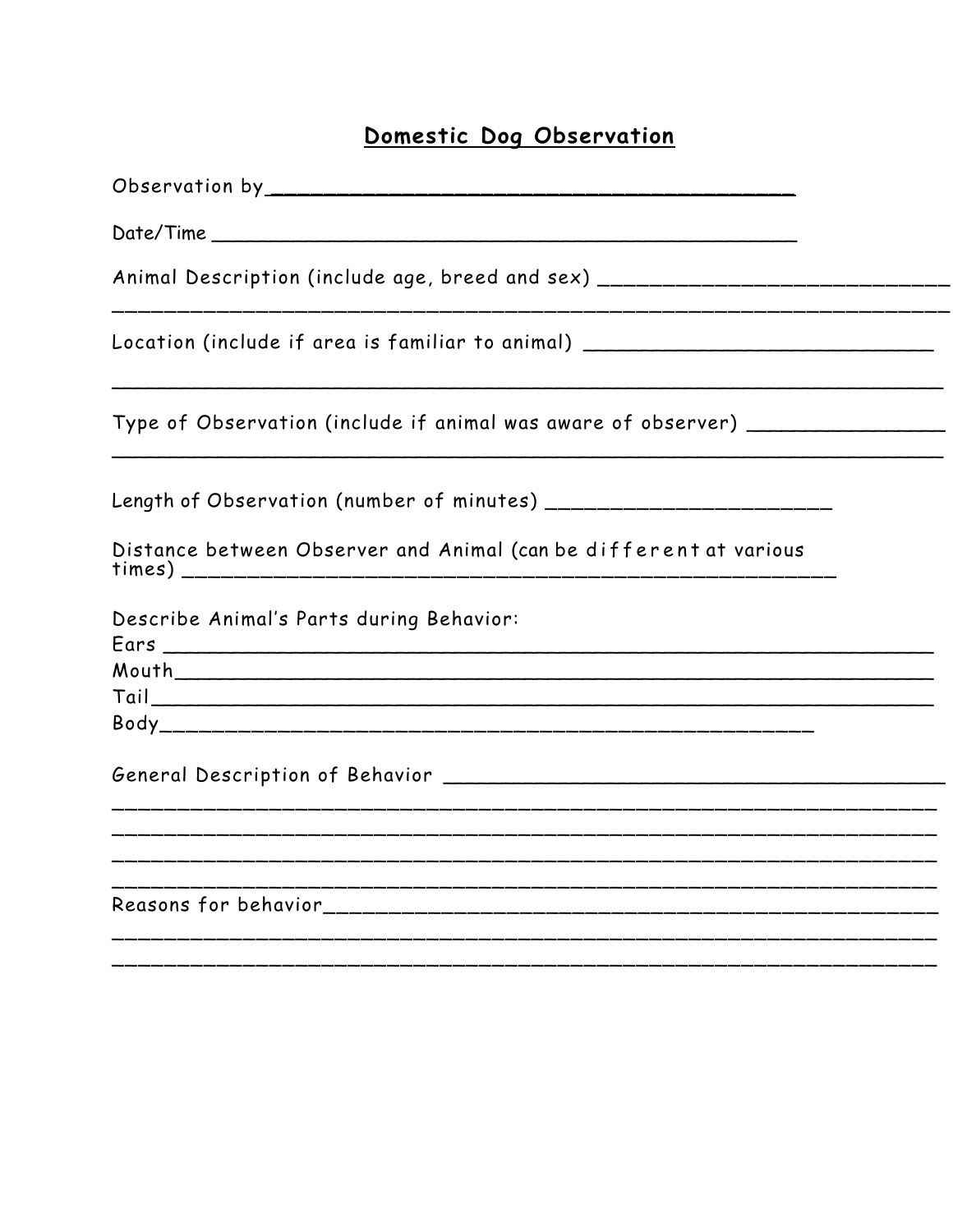## Domestic Dog Observation

Observation by_____________________________________________

Date/Time ___________________________________________________

Animal Description (include age, breed and sex) ______________________________
_______________________________________________________________________

Location (include if area is familiar to animal) ____________________________

_______________________________________________________________________

Type of Observation (include if animal was aware of observer) _______________
_______________________________________________________________________

Length of Observation (number of minutes) _______________________

Distance between Observer and Animal (can be different at various times) ________________________________________________________

Describe Animal's Parts during Behavior:
Ears ___________________________________________________________________
Mouth__________________________________________________________________
Tail____________________________________________________________________
Body_______________________________________________________

General Description of Behavior ________________________________________
_______________________________________________________________________
_______________________________________________________________________
_______________________________________________________________________
_______________________________________________________________________
Reasons for behavior____________________________________________________
_______________________________________________________________________
_______________________________________________________________________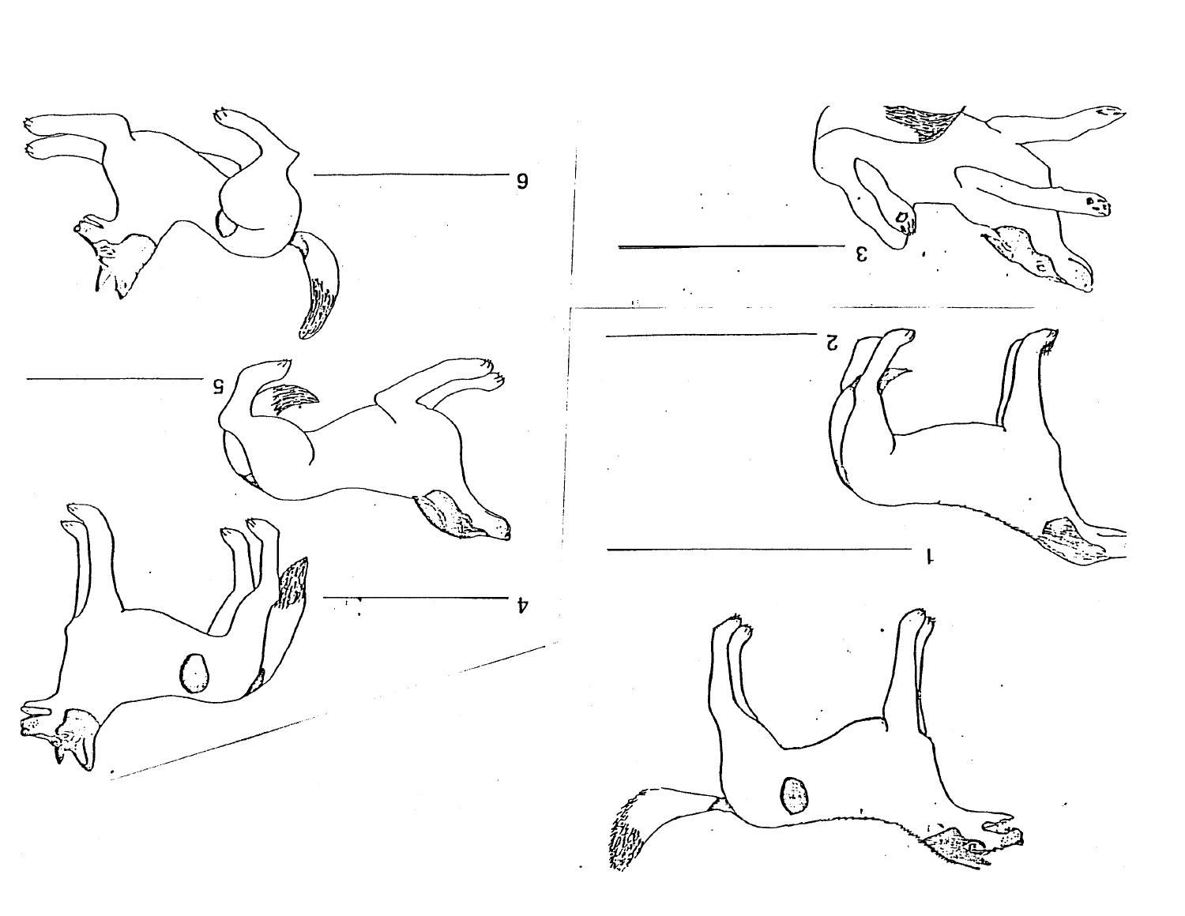1. ____________________

2. ____________________

3. ____________________

4. ____________________

5. ____________________

6. ____________________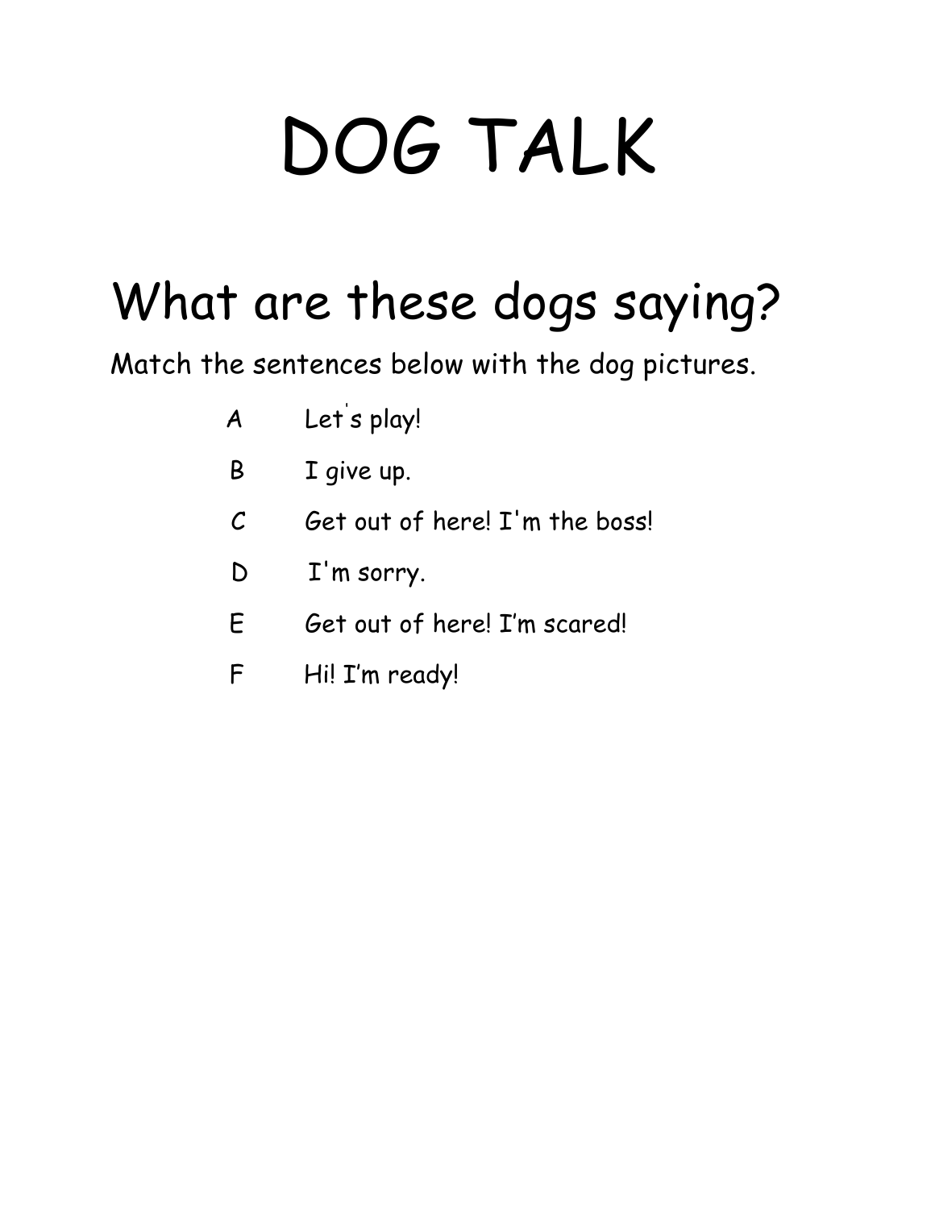# DOG TALK

## What are these dogs saying?

Match the sentences below with the dog pictures.

A Let's play!

B I give up.

C Get out of here! I'm the boss!

D I'm sorry.

E Get out of here! I'm scared!

F Hi! I'm ready!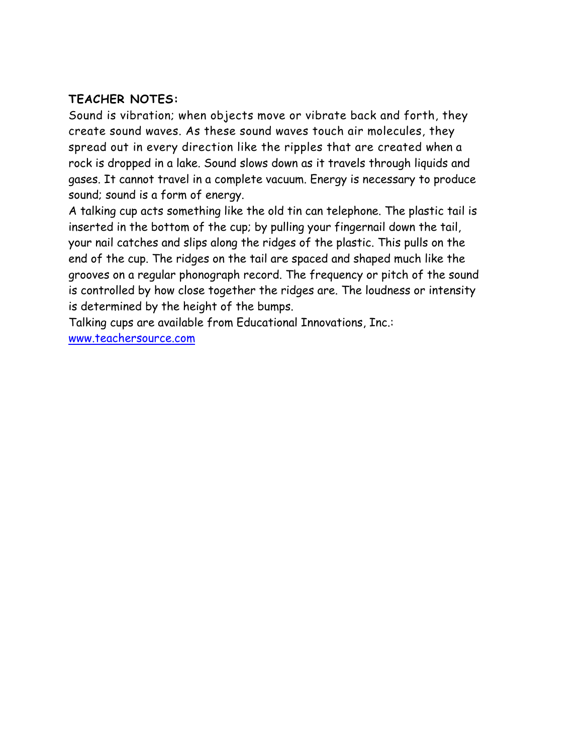**TEACHER NOTES:**

Sound is vibration; when objects move or vibrate back and forth, they create sound waves. As these sound waves touch air molecules, they spread out in every direction like the ripples that are created when a rock is dropped in a lake. Sound slows down as it travels through liquids and gases. It cannot travel in a complete vacuum. Energy is necessary to produce sound; sound is a form of energy.

A talking cup acts something like the old tin can telephone. The plastic tail is inserted in the bottom of the cup; by pulling your fingernail down the tail, your nail catches and slips along the ridges of the plastic. This pulls on the end of the cup. The ridges on the tail are spaced and shaped much like the grooves on a regular phonograph record. The frequency or pitch of the sound is controlled by how close together the ridges are. The loudness or intensity is determined by the height of the bumps.

Talking cups are available from Educational Innovations, Inc.: [www.teachersource.com](http://www.teachersource.com)